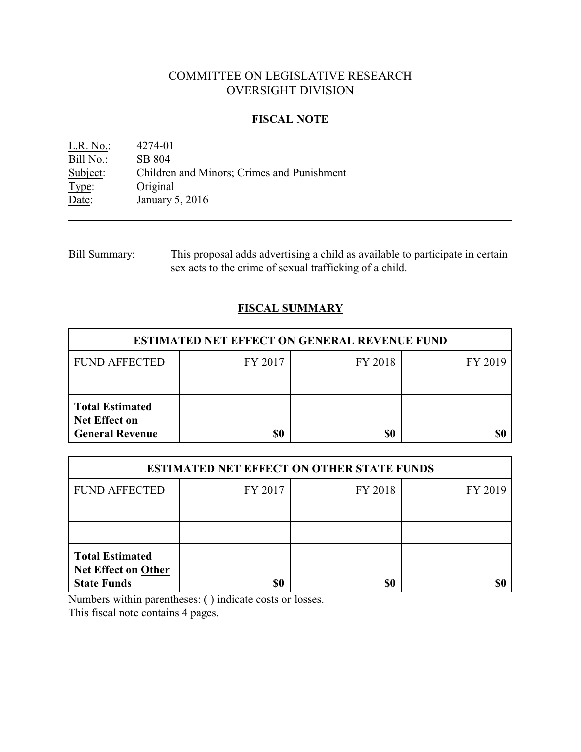# COMMITTEE ON LEGISLATIVE RESEARCH
# OVERSIGHT DIVISION

## FISCAL NOTE

L.R. No.: 4274-01
Bill No.: SB 804
Subject: Children and Minors; Crimes and Punishment
Type: Original
Date: January 5, 2016

---

Bill Summary: This proposal adds advertising a child as available to participate in certain sex acts to the crime of sexual trafficking of a child.

## FISCAL SUMMARY

| ESTIMATED NET EFFECT ON GENERAL REVENUE FUND | | | |
|---|---|---|---|
| FUND AFFECTED | FY 2017 | FY 2018 | FY 2019 |
| | | | |
| **Total Estimated Net Effect on General Revenue** | **$0** | **$0** | **$0** |

| ESTIMATED NET EFFECT ON OTHER STATE FUNDS | | | |
|---|---|---|---|
| FUND AFFECTED | FY 2017 | FY 2018 | FY 2019 |
| | | | |
| | | | |
| **Total Estimated Net Effect on Other State Funds** | **$0** | **$0** | **$0** |

Numbers within parentheses: ( ) indicate costs or losses.
This fiscal note contains 4 pages.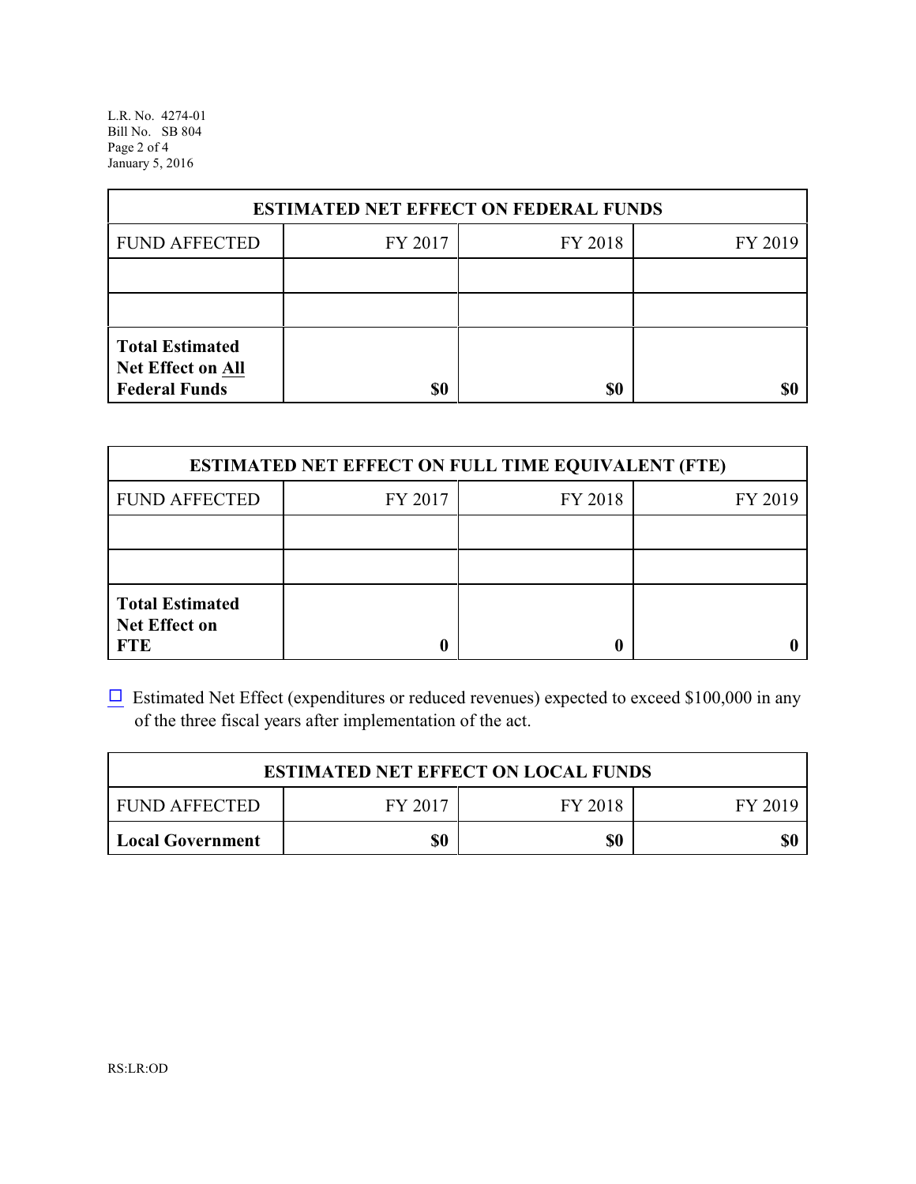| ESTIMATED NET EFFECT ON FEDERAL FUNDS | | | |
|---|---|---|---|
| FUND AFFECTED | FY 2017 | FY 2018 | FY 2019 |
| | | | |
| | | | |
| **Total Estimated Net Effect on All Federal Funds** | **$0** | **$0** | **$0** |

| ESTIMATED NET EFFECT ON FULL TIME EQUIVALENT (FTE) | | | |
|---|---|---|---|
| FUND AFFECTED | FY 2017 | FY 2018 | FY 2019 |
| | | | |
| | | | |
| **Total Estimated Net Effect on FTE** | **0** | **0** | **0** |

☐ Estimated Net Effect (expenditures or reduced revenues) expected to exceed $100,000 in any of the three fiscal years after implementation of the act.

| ESTIMATED NET EFFECT ON LOCAL FUNDS | | | |
|---|---|---|---|
| FUND AFFECTED | FY 2017 | FY 2018 | FY 2019 |
| **Local Government** | **$0** | **$0** | **$0** |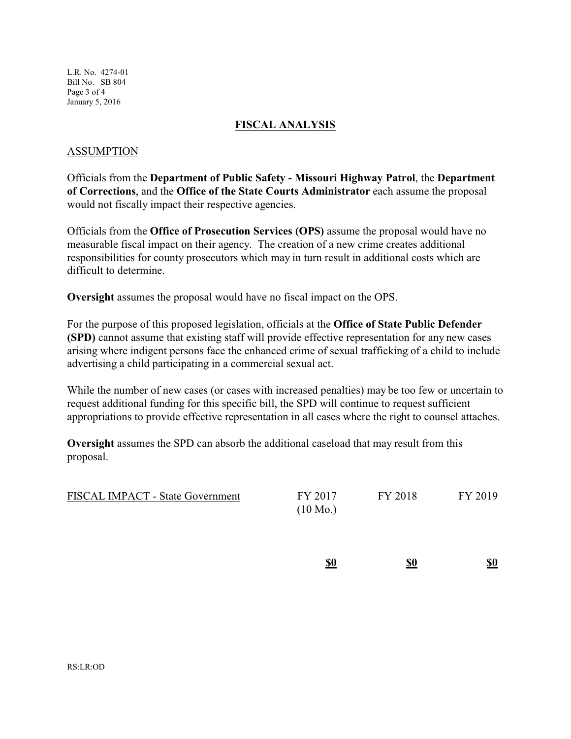## FISCAL ANALYSIS

### ASSUMPTION

Officials from the **Department of Public Safety - Missouri Highway Patrol**, the **Department of Corrections**, and the **Office of the State Courts Administrator** each assume the proposal would not fiscally impact their respective agencies.

Officials from the **Office of Prosecution Services (OPS)** assume the proposal would have no measurable fiscal impact on their agency. The creation of a new crime creates additional responsibilities for county prosecutors which may in turn result in additional costs which are difficult to determine.

**Oversight** assumes the proposal would have no fiscal impact on the OPS.

For the purpose of this proposed legislation, officials at the **Office of State Public Defender (SPD)** cannot assume that existing staff will provide effective representation for any new cases arising where indigent persons face the enhanced crime of sexual trafficking of a child to include advertising a child participating in a commercial sexual act.

While the number of new cases (or cases with increased penalties) may be too few or uncertain to request additional funding for this specific bill, the SPD will continue to request sufficient appropriations to provide effective representation in all cases where the right to counsel attaches.

**Oversight** assumes the SPD can absorb the additional caseload that may result from this proposal.

| FISCAL IMPACT - State Government | FY 2017 (10 Mo.) | FY 2018 | FY 2019 |
|---|---|---|---|
| | **$0** | **$0** | **$0** |

RS:LR:OD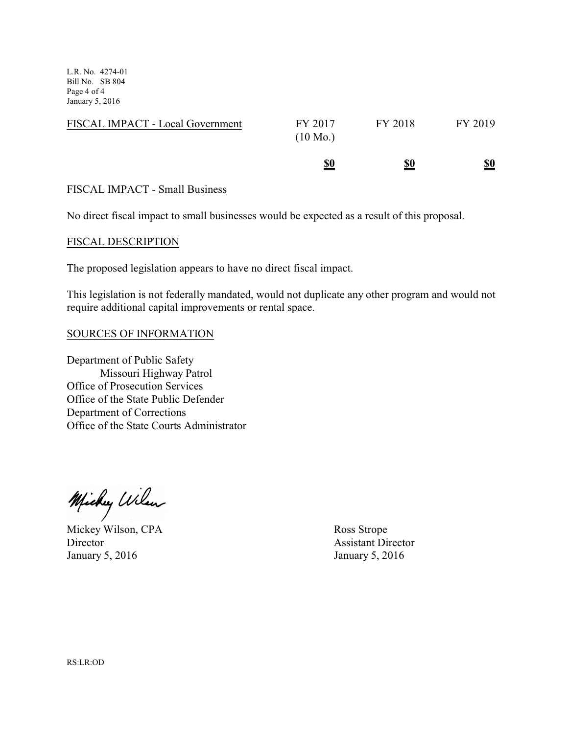| FISCAL IMPACT - Local Government | FY 2017 (10 Mo.) | FY 2018 | FY 2019 |
| --- | --- | --- | --- |
| | **$0** | **$0** | **$0** |

FISCAL IMPACT - Small Business

No direct fiscal impact to small businesses would be expected as a result of this proposal.

FISCAL DESCRIPTION

The proposed legislation appears to have no direct fiscal impact.

This legislation is not federally mandated, would not duplicate any other program and would not require additional capital improvements or rental space.

SOURCES OF INFORMATION

Department of Public Safety
  Missouri Highway Patrol
Office of Prosecution Services
Office of the State Public Defender
Department of Corrections
Office of the State Courts Administrator

Mickey Wilson, CPA
Director
January 5, 2016

Ross Strope
Assistant Director
January 5, 2016

RS:LR:OD